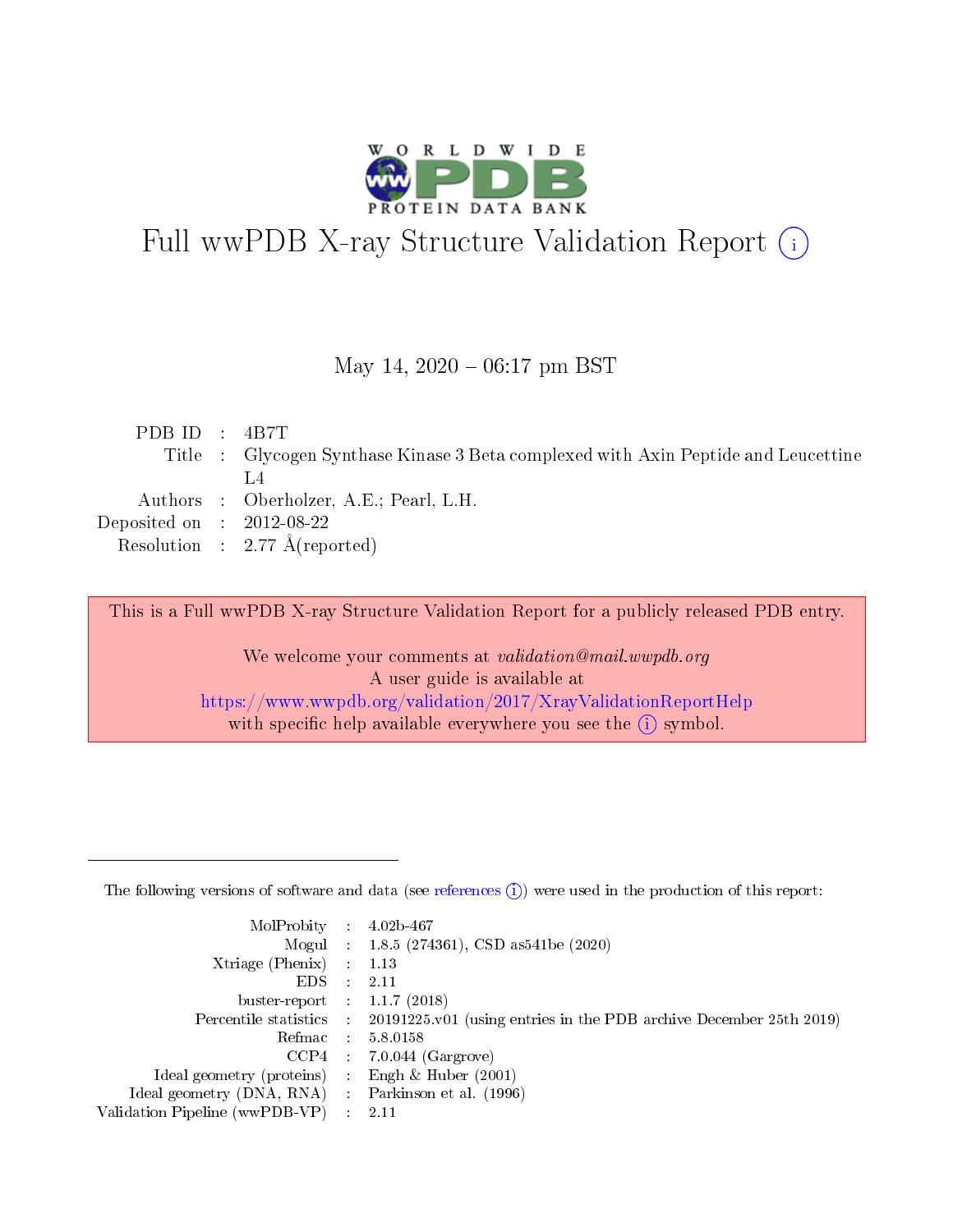# Full wwPDB X-ray Structure Validation Report (i)

May 14, 2020 – 06:17 pm BST

| | | |
|---|---|---|
| PDB ID | : | 4B7T |
| Title | : | Glycogen Synthase Kinase 3 Beta complexed with Axin Peptide and Leucettine L4 |
| Authors | : | Oberholzer, A.E.; Pearl, L.H. |
| Deposited on | : | 2012-08-22 |
| Resolution | : | 2.77 Å(reported) |

This is a Full wwPDB X-ray Structure Validation Report for a publicly released PDB entry.

We welcome your comments at *validation@mail.wwpdb.org*
A user guide is available at
https://www.wwpdb.org/validation/2017/XrayValidationReportHelp
with specific help available everywhere you see the (i) symbol.

The following versions of software and data (see references (i)) were used in the production of this report:

| | | |
|---|---|---|
| MolProbity | : | 4.02b-467 |
| Mogul | : | 1.8.5 (274361), CSD as541be (2020) |
| Xtriage (Phenix) | : | 1.13 |
| EDS | : | 2.11 |
| buster-report | : | 1.1.7 (2018) |
| Percentile statistics | : | 20191225.v01 (using entries in the PDB archive December 25th 2019) |
| Refmac | : | 5.8.0158 |
| CCP4 | : | 7.0.044 (Gargrove) |
| Ideal geometry (proteins) | : | Engh & Huber (2001) |
| Ideal geometry (DNA, RNA) | : | Parkinson et al. (1996) |
| Validation Pipeline (wwPDB-VP) | : | 2.11 |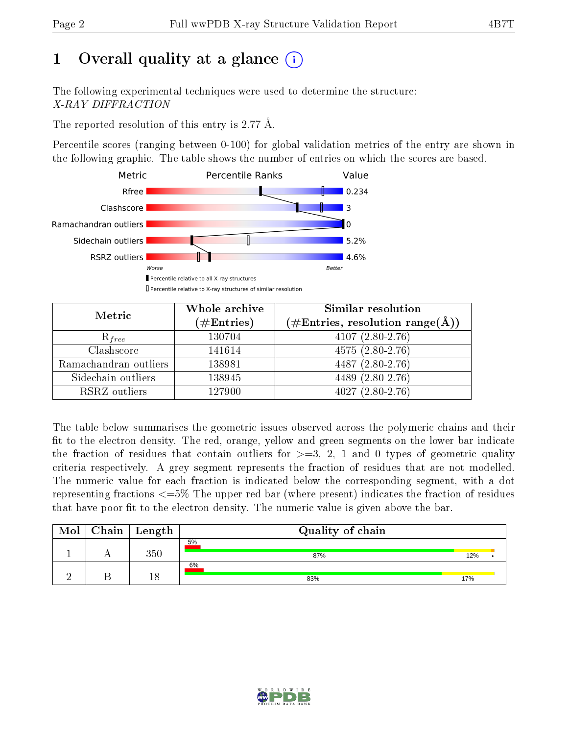# 1 Overall quality at a glance (i)

The following experimental techniques were used to determine the structure:
*X-RAY DIFFRACTION*

The reported resolution of this entry is 2.77 Å.

Percentile scores (ranging between 0-100) for global validation metrics of the entry are shown in the following graphic. The table shows the number of entries on which the scores are based.

| Metric | Value |
|---|---|
| Rfree | 0.234 |
| Clashscore | 3 |
| Ramachandran outliers | 0 |
| Sidechain outliers | 5.2% |
| RSRZ outliers | 4.6% |

Worse — Better

Percentile relative to all X-ray structures

Percentile relative to X-ray structures of similar resolution

| Metric | Whole archive (#Entries) | Similar resolution (#Entries, resolution range(Å)) |
|---|---|---|
| $R_{free}$ | 130704 | 4107 (2.80-2.76) |
| Clashscore | 141614 | 4575 (2.80-2.76) |
| Ramachandran outliers | 138981 | 4487 (2.80-2.76) |
| Sidechain outliers | 138945 | 4489 (2.80-2.76) |
| RSRZ outliers | 127900 | 4027 (2.80-2.76) |

The table below summarises the geometric issues observed across the polymeric chains and their fit to the electron density. The red, orange, yellow and green segments on the lower bar indicate the fraction of residues that contain outliers for >=3, 2, 1 and 0 types of geometric quality criteria respectively. A grey segment represents the fraction of residues that are not modelled. The numeric value for each fraction is indicated below the corresponding segment, with a dot representing fractions <=5% The upper red bar (where present) indicates the fraction of residues that have poor fit to the electron density. The numeric value is given above the bar.

| Mol | Chain | Length | Quality of chain |
|---|---|---|---|
| 1 | A | 350 | 5%; 87%, 12%, • |
| 2 | B | 18 | 6%; 83%, 17% |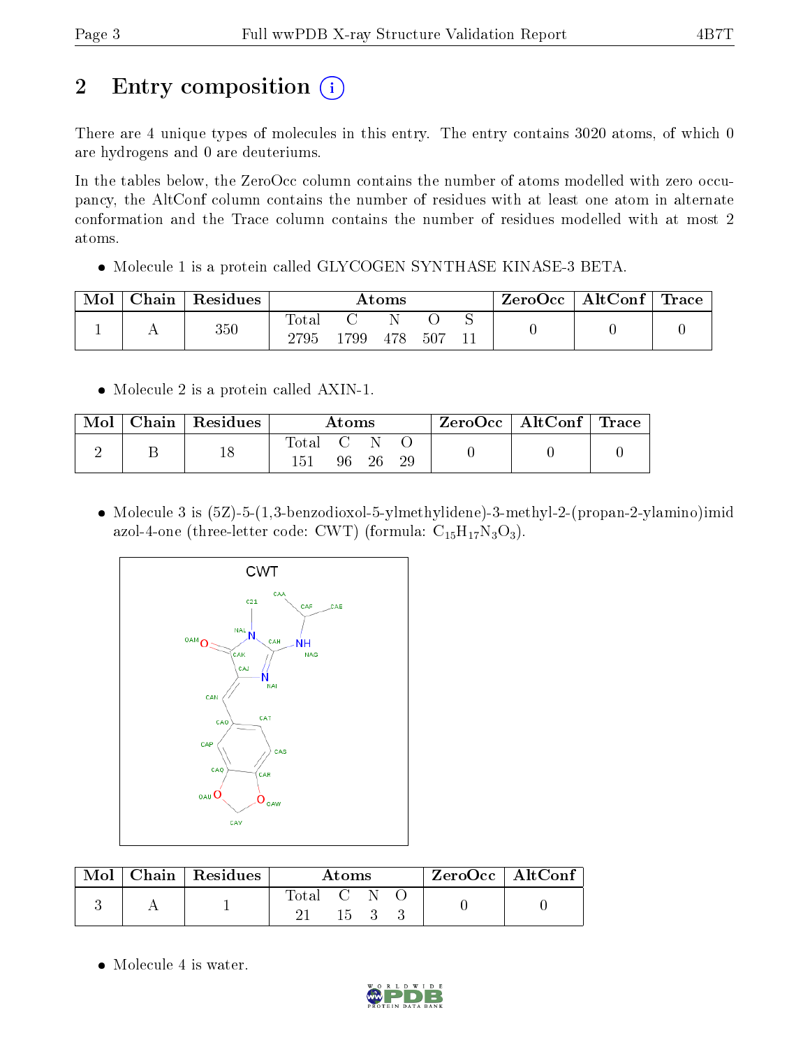# 2 Entry composition

There are 4 unique types of molecules in this entry. The entry contains 3020 atoms, of which 0 are hydrogens and 0 are deuteriums.

In the tables below, the ZeroOcc column contains the number of atoms modelled with zero occupancy, the AltConf column contains the number of residues with at least one atom in alternate conformation and the Trace column contains the number of residues modelled with at most 2 atoms.

- Molecule 1 is a protein called GLYCOGEN SYNTHASE KINASE-3 BETA.

| Mol | Chain | Residues | Atoms | | | | | ZeroOcc | AltConf | Trace |
|---|---|---|---|---|---|---|---|---|---|---|
| | | | Total | C | N | O | S | | | |
| 1 | A | 350 | 2795 | 1799 | 478 | 507 | 11 | 0 | 0 | 0 |

- Molecule 2 is a protein called AXIN-1.

| Mol | Chain | Residues | Atoms | | | | ZeroOcc | AltConf | Trace |
|---|---|---|---|---|---|---|---|---|---|
| | | | Total | C | N | O | | | |
| 2 | B | 18 | 151 | 96 | 26 | 29 | 0 | 0 | 0 |

- Molecule 3 is (5Z)-5-(1,3-benzodioxol-5-ylmethylidene)-3-methyl-2-(propan-2-ylamino)imidazol-4-one (three-letter code: CWT) (formula: $C_{15}H_{17}N_3O_3$).

| Mol | Chain | Residues | Atoms | | | | ZeroOcc | AltConf |
|---|---|---|---|---|---|---|---|---|
| | | | Total | C | N | O | | |
| 3 | A | 1 | 21 | 15 | 3 | 3 | 0 | 0 |

- Molecule 4 is water.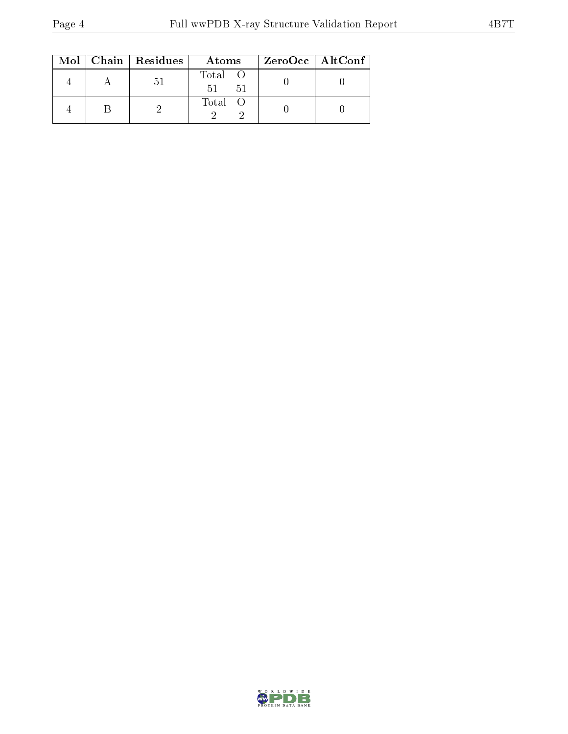| Mol | Chain | Residues | Atoms | | ZeroOcc | AltConf |
|---|---|---|---|---|---|---|
| 4 | A | 51 | Total<br>51 | O<br>51 | 0 | 0 |
| 4 | B | 2 | Total<br>2 | O<br>2 | 0 | 0 |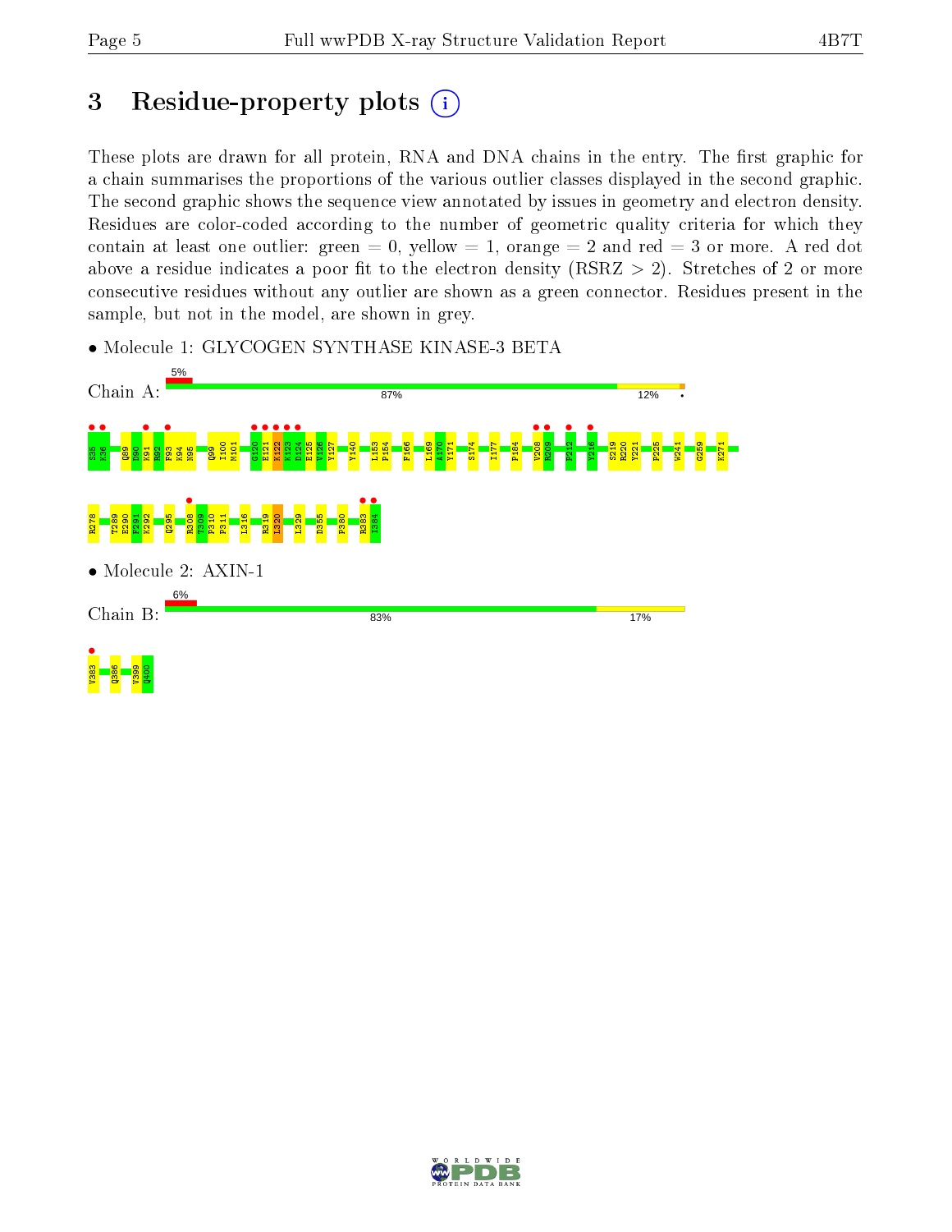# 3 Residue-property plots

These plots are drawn for all protein, RNA and DNA chains in the entry. The first graphic for a chain summarises the proportions of the various outlier classes displayed in the second graphic. The second graphic shows the sequence view annotated by issues in geometry and electron density. Residues are color-coded according to the number of geometric quality criteria for which they contain at least one outlier: green = 0, yellow = 1, orange = 2 and red = 3 or more. A red dot above a residue indicates a poor fit to the electron density (RSRZ > 2). Stretches of 2 or more consecutive residues without any outlier are shown as a green connector. Residues present in the sample, but not in the model, are shown in grey.

- Molecule 1: GLYCOGEN SYNTHASE KINASE-3 BETA

Chain A: 5% | 87% | 12%

S35 K36 Q89 D90 K91 R92 F93 K94 N95 Q99 I100 M101 G120 E121 K122 K123 D124 E125 V126 Y127 Y140 L153 P154 F166 L169 A170 Y171 S174 I177 P184 V208 R209 P212 Y216 S219 R220 Y221 P225 W241 G259 K271 R278 T289 E290 F291 K292 Q295 R308 T309 P310 P311 L316 R319 L320 L329 D355 P380 R383 I384

- Molecule 2: AXIN-1

Chain B: 6% | 83% | 17%

V383 Q386 V399 Q400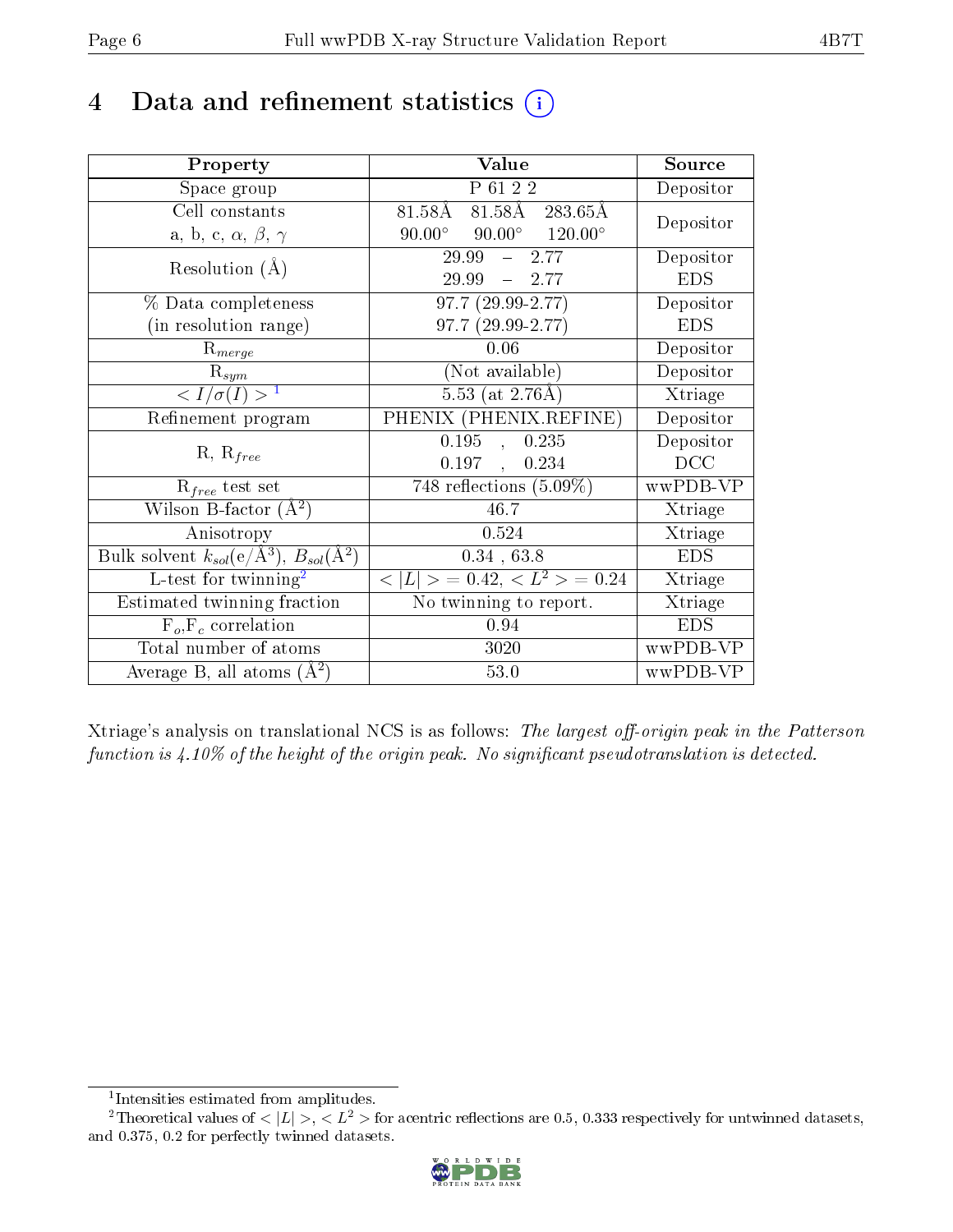# 4 Data and refinement statistics (i)

| Property | Value | Source |
|---|---|---|
| Space group | P 61 2 2 | Depositor |
| Cell constants<br>a, b, c, $\alpha$, $\beta$, $\gamma$ | 81.58Å 81.58Å 283.65Å<br>90.00° 90.00° 120.00° | Depositor |
| Resolution (Å) | 29.99 – 2.77<br>29.99 – 2.77 | Depositor<br>EDS |
| % Data completeness<br>(in resolution range) | 97.7 (29.99-2.77)<br>97.7 (29.99-2.77) | Depositor<br>EDS |
| $R_{merge}$ | 0.06 | Depositor |
| $R_{sym}$ | (Not available) | Depositor |
| $< I/\sigma(I) >$ [1] | 5.53 (at 2.76Å) | Xtriage |
| Refinement program | PHENIX (PHENIX.REFINE) | Depositor |
| R, $R_{free}$ | 0.195 , 0.235<br>0.197 , 0.234 | Depositor<br>DCC |
| $R_{free}$ test set | 748 reflections (5.09%) | wwPDB-VP |
| Wilson B-factor (Å$^2$) | 46.7 | Xtriage |
| Anisotropy | 0.524 | Xtriage |
| Bulk solvent $k_{sol}$(e/Å$^3$), $B_{sol}$(Å$^2$) | 0.34 , 63.8 | EDS |
| L-test for twinning[2] | $< \vert L \vert >$ = 0.42, $< L^2 >$ = 0.24 | Xtriage |
| Estimated twinning fraction | No twinning to report. | Xtriage |
| $F_o$,$F_c$ correlation | 0.94 | EDS |
| Total number of atoms | 3020 | wwPDB-VP |
| Average B, all atoms (Å$^2$) | 53.0 | wwPDB-VP |

Xtriage's analysis on translational NCS is as follows: *The largest off-origin peak in the Patterson function is 4.10% of the height of the origin peak. No significant pseudotranslation is detected.*

[1] Intensities estimated from amplitudes.

[2] Theoretical values of $< |L| >$, $< L^2 >$ for acentric reflections are 0.5, 0.333 respectively for untwinned datasets, and 0.375, 0.2 for perfectly twinned datasets.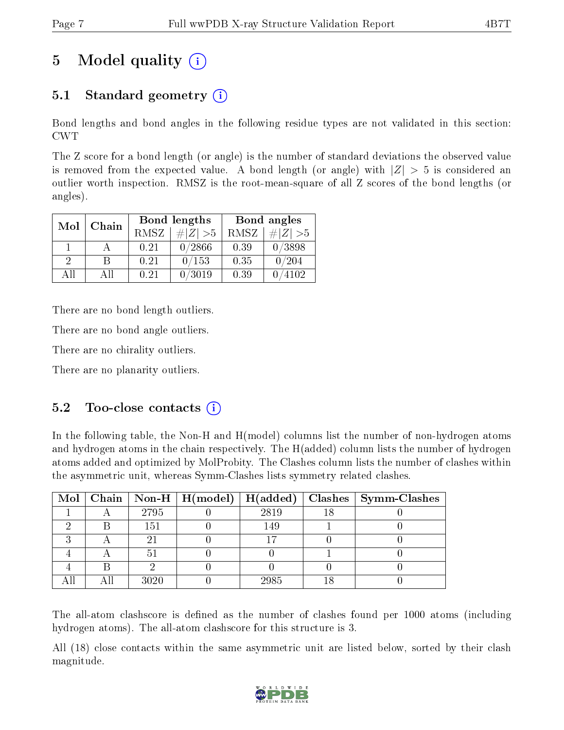# 5 Model quality

## 5.1 Standard geometry

Bond lengths and bond angles in the following residue types are not validated in this section: CWT

The Z score for a bond length (or angle) is the number of standard deviations the observed value is removed from the expected value. A bond length (or angle) with $|Z| > 5$ is considered an outlier worth inspection. RMSZ is the root-mean-square of all Z scores of the bond lengths (or angles).

| Mol | Chain | Bond lengths | | Bond angles | |
|---|---|---|---|---|---|
| | | RMSZ | $\#\|Z\| > 5$ | RMSZ | $\#\|Z\| > 5$ |
| 1 | A | 0.21 | 0/2866 | 0.39 | 0/3898 |
| 2 | B | 0.21 | 0/153 | 0.35 | 0/204 |
| All | All | 0.21 | 0/3019 | 0.39 | 0/4102 |

There are no bond length outliers.

There are no bond angle outliers.

There are no chirality outliers.

There are no planarity outliers.

## 5.2 Too-close contacts

In the following table, the Non-H and H(model) columns list the number of non-hydrogen atoms and hydrogen atoms in the chain respectively. The H(added) column lists the number of hydrogen atoms added and optimized by MolProbity. The Clashes column lists the number of clashes within the asymmetric unit, whereas Symm-Clashes lists symmetry related clashes.

| Mol | Chain | Non-H | H(model) | H(added) | Clashes | Symm-Clashes |
|---|---|---|---|---|---|---|
| 1 | A | 2795 | 0 | 2819 | 18 | 0 |
| 2 | B | 151 | 0 | 149 | 1 | 0 |
| 3 | A | 21 | 0 | 17 | 0 | 0 |
| 4 | A | 51 | 0 | 0 | 1 | 0 |
| 4 | B | 2 | 0 | 0 | 0 | 0 |
| All | All | 3020 | 0 | 2985 | 18 | 0 |

The all-atom clashscore is defined as the number of clashes found per 1000 atoms (including hydrogen atoms). The all-atom clashscore for this structure is 3.

All (18) close contacts within the same asymmetric unit are listed below, sorted by their clash magnitude.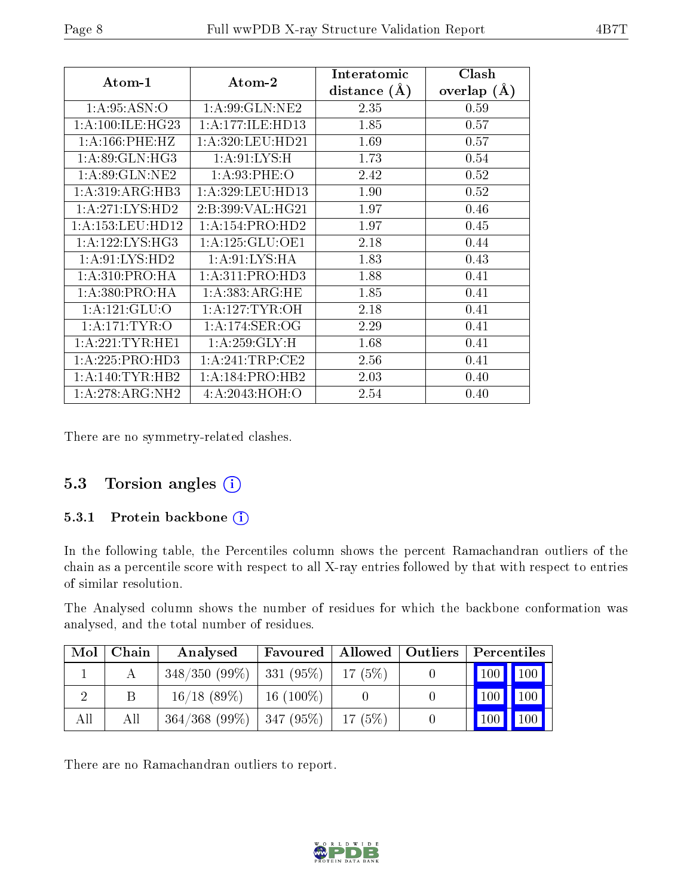| Atom-1 | Atom-2 | Interatomic distance (Å) | Clash overlap (Å) |
|---|---|---|---|
| 1:A:95:ASN:O | 1:A:99:GLN:NE2 | 2.35 | 0.59 |
| 1:A:100:ILE:HG23 | 1:A:177:ILE:HD13 | 1.85 | 0.57 |
| 1:A:166:PHE:HZ | 1:A:320:LEU:HD21 | 1.69 | 0.57 |
| 1:A:89:GLN:HG3 | 1:A:91:LYS:H | 1.73 | 0.54 |
| 1:A:89:GLN:NE2 | 1:A:93:PHE:O | 2.42 | 0.52 |
| 1:A:319:ARG:HB3 | 1:A:329:LEU:HD13 | 1.90 | 0.52 |
| 1:A:271:LYS:HD2 | 2:B:399:VAL:HG21 | 1.97 | 0.46 |
| 1:A:153:LEU:HD12 | 1:A:154:PRO:HD2 | 1.97 | 0.45 |
| 1:A:122:LYS:HG3 | 1:A:125:GLU:OE1 | 2.18 | 0.44 |
| 1:A:91:LYS:HD2 | 1:A:91:LYS:HA | 1.83 | 0.43 |
| 1:A:310:PRO:HA | 1:A:311:PRO:HD3 | 1.88 | 0.41 |
| 1:A:380:PRO:HA | 1:A:383:ARG:HE | 1.85 | 0.41 |
| 1:A:121:GLU:O | 1:A:127:TYR:OH | 2.18 | 0.41 |
| 1:A:171:TYR:O | 1:A:174:SER:OG | 2.29 | 0.41 |
| 1:A:221:TYR:HE1 | 1:A:259:GLY:H | 1.68 | 0.41 |
| 1:A:225:PRO:HD3 | 1:A:241:TRP:CE2 | 2.56 | 0.41 |
| 1:A:140:TYR:HB2 | 1:A:184:PRO:HB2 | 2.03 | 0.40 |
| 1:A:278:ARG:NH2 | 4:A:2043:HOH:O | 2.54 | 0.40 |

There are no symmetry-related clashes.

## 5.3 Torsion angles

### 5.3.1 Protein backbone

In the following table, the Percentiles column shows the percent Ramachandran outliers of the chain as a percentile score with respect to all X-ray entries followed by that with respect to entries of similar resolution.

The Analysed column shows the number of residues for which the backbone conformation was analysed, and the total number of residues.

| Mol | Chain | Analysed | Favoured | Allowed | Outliers | Percentiles | |
|---|---|---|---|---|---|---|---|
| 1 | A | 348/350 (99%) | 331 (95%) | 17 (5%) | 0 | 100 | 100 |
| 2 | B | 16/18 (89%) | 16 (100%) | 0 | 0 | 100 | 100 |
| All | All | 364/368 (99%) | 347 (95%) | 17 (5%) | 0 | 100 | 100 |

There are no Ramachandran outliers to report.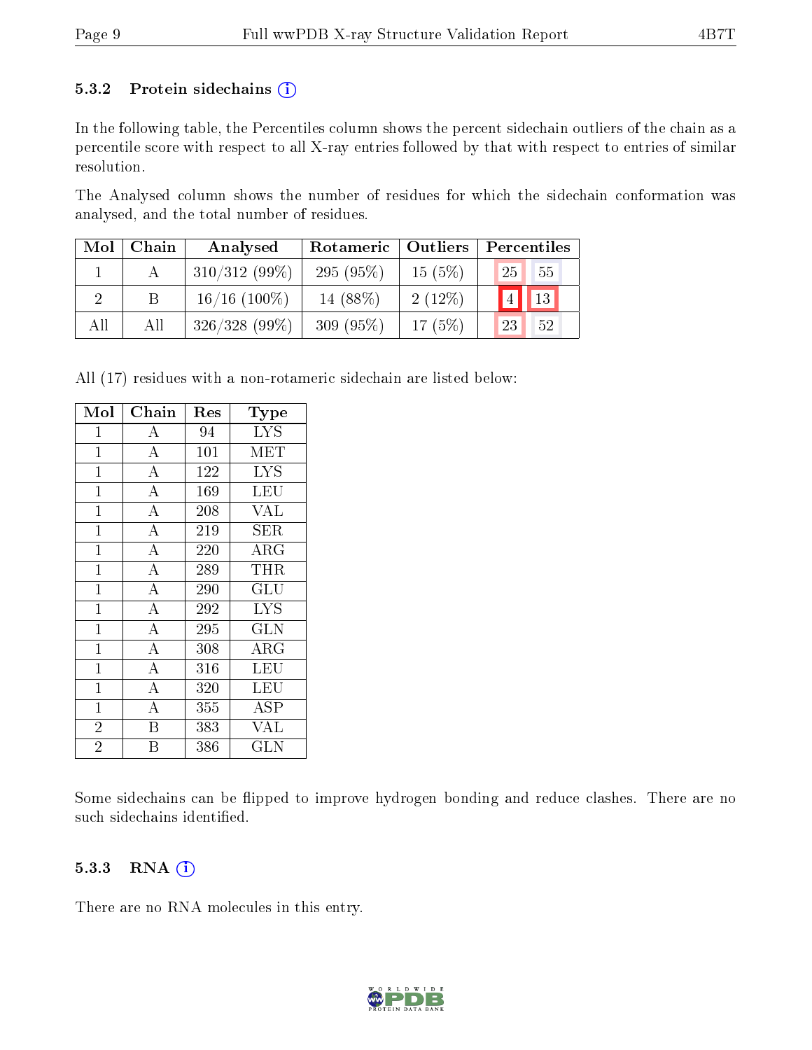### 5.3.2 Protein sidechains (i)

In the following table, the Percentiles column shows the percent sidechain outliers of the chain as a percentile score with respect to all X-ray entries followed by that with respect to entries of similar resolution.

The Analysed column shows the number of residues for which the sidechain conformation was analysed, and the total number of residues.

| Mol | Chain | Analysed | Rotameric | Outliers | Percentiles | |
|---|---|---|---|---|---|---|
| 1 | A | 310/312 (99%) | 295 (95%) | 15 (5%) | 25 | 55 |
| 2 | B | 16/16 (100%) | 14 (88%) | 2 (12%) | 4 | 13 |
| All | All | 326/328 (99%) | 309 (95%) | 17 (5%) | 23 | 52 |

All (17) residues with a non-rotameric sidechain are listed below:

| Mol | Chain | Res | Type |
|---|---|---|---|
| 1 | A | 94 | LYS |
| 1 | A | 101 | MET |
| 1 | A | 122 | LYS |
| 1 | A | 169 | LEU |
| 1 | A | 208 | VAL |
| 1 | A | 219 | SER |
| 1 | A | 220 | ARG |
| 1 | A | 289 | THR |
| 1 | A | 290 | GLU |
| 1 | A | 292 | LYS |
| 1 | A | 295 | GLN |
| 1 | A | 308 | ARG |
| 1 | A | 316 | LEU |
| 1 | A | 320 | LEU |
| 1 | A | 355 | ASP |
| 2 | B | 383 | VAL |
| 2 | B | 386 | GLN |

Some sidechains can be flipped to improve hydrogen bonding and reduce clashes. There are no such sidechains identified.

### 5.3.3 RNA (i)

There are no RNA molecules in this entry.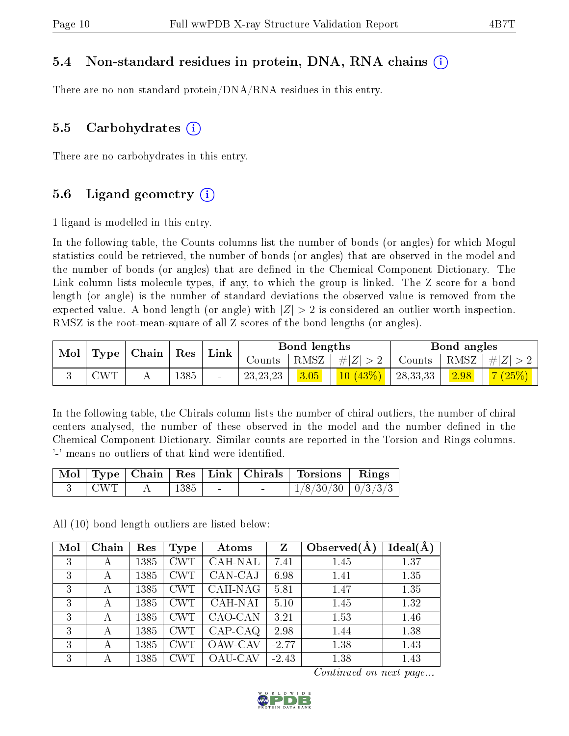## 5.4 Non-standard residues in protein, DNA, RNA chains (i)

There are no non-standard protein/DNA/RNA residues in this entry.

## 5.5 Carbohydrates (i)

There are no carbohydrates in this entry.

## 5.6 Ligand geometry (i)

1 ligand is modelled in this entry.

In the following table, the Counts columns list the number of bonds (or angles) for which Mogul statistics could be retrieved, the number of bonds (or angles) that are observed in the model and the number of bonds (or angles) that are defined in the Chemical Component Dictionary. The Link column lists molecule types, if any, to which the group is linked. The Z score for a bond length (or angle) is the number of standard deviations the observed value is removed from the expected value. A bond length (or angle) with $|Z| > 2$ is considered an outlier worth inspection. RMSZ is the root-mean-square of all Z scores of the bond lengths (or angles).

| Mol | Type | Chain | Res | Link | Bond lengths | | | Bond angles | | |
|---|---|---|---|---|---|---|---|---|---|---|
| | | | | | Counts | RMSZ | #$\|Z\|>2$ | Counts | RMSZ | #$\|Z\|>2$ |
| 3 | CWT | A | 1385 | - | 23,23,23 | 3.05 | 10 (43%) | 28,33,33 | 2.98 | 7 (25%) |

In the following table, the Chirals column lists the number of chiral outliers, the number of chiral centers analysed, the number of these observed in the model and the number defined in the Chemical Component Dictionary. Similar counts are reported in the Torsion and Rings columns. '-' means no outliers of that kind were identified.

| Mol | Type | Chain | Res | Link | Chirals | Torsions | Rings |
|---|---|---|---|---|---|---|---|
| 3 | CWT | A | 1385 | - | - | 1/8/30/30 | 0/3/3/3 |

All (10) bond length outliers are listed below:

| Mol | Chain | Res | Type | Atoms | Z | Observed(Å) | Ideal(Å) |
|---|---|---|---|---|---|---|---|
| 3 | A | 1385 | CWT | CAH-NAL | 7.41 | 1.45 | 1.37 |
| 3 | A | 1385 | CWT | CAN-CAJ | 6.98 | 1.41 | 1.35 |
| 3 | A | 1385 | CWT | CAH-NAG | 5.81 | 1.47 | 1.35 |
| 3 | A | 1385 | CWT | CAH-NAI | 5.10 | 1.45 | 1.32 |
| 3 | A | 1385 | CWT | CAO-CAN | 3.21 | 1.53 | 1.46 |
| 3 | A | 1385 | CWT | CAP-CAQ | 2.98 | 1.44 | 1.38 |
| 3 | A | 1385 | CWT | OAW-CAV | -2.77 | 1.38 | 1.43 |
| 3 | A | 1385 | CWT | OAU-CAV | -2.43 | 1.38 | 1.43 |

*Continued on next page...*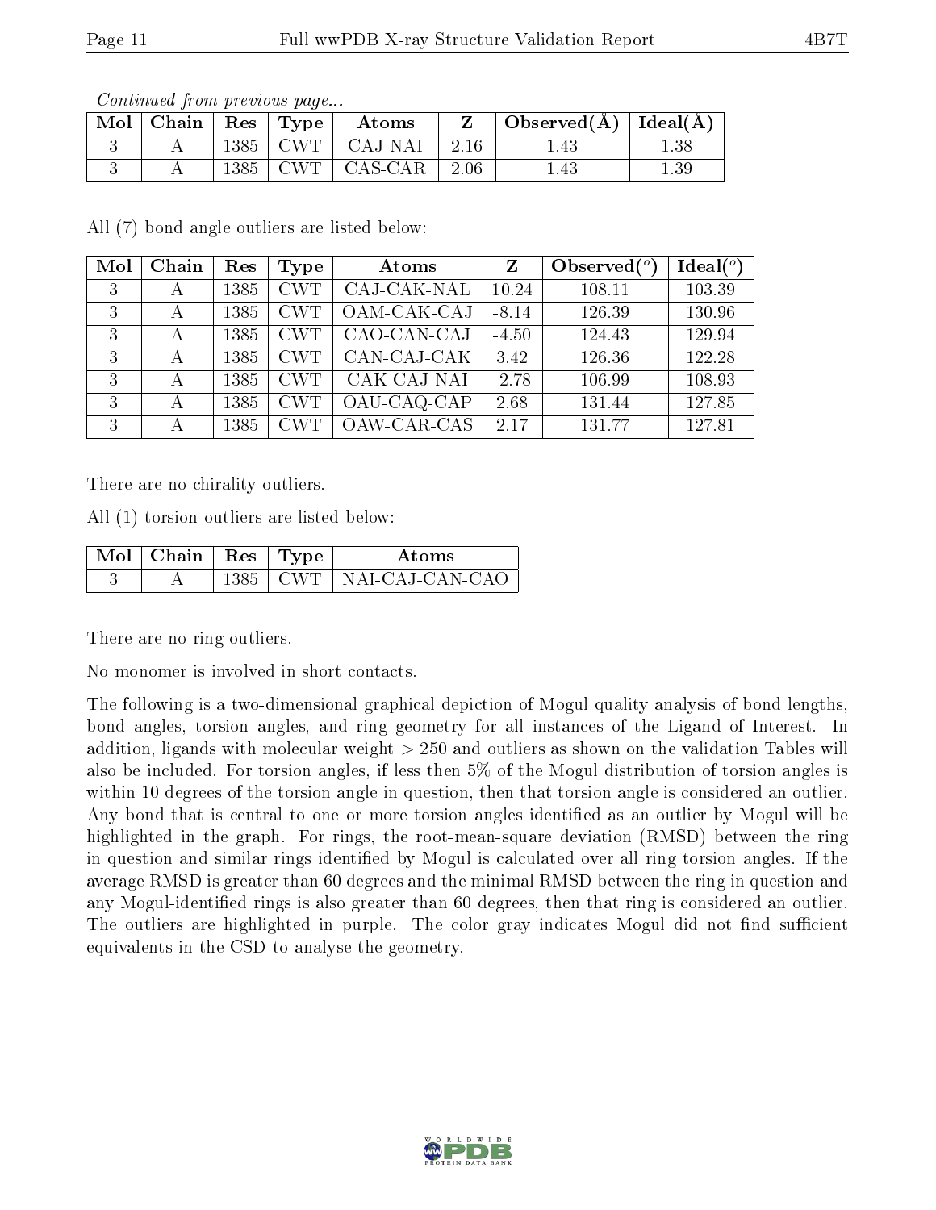*Continued from previous page...*

| Mol | Chain | Res | Type | Atoms | Z | Observed(Å) | Ideal(Å) |
|---|---|---|---|---|---|---|---|
| 3 | A | 1385 | CWT | CAJ-NAI | 2.16 | 1.43 | 1.38 |
| 3 | A | 1385 | CWT | CAS-CAR | 2.06 | 1.43 | 1.39 |

All (7) bond angle outliers are listed below:

| Mol | Chain | Res | Type | Atoms | Z | Observed($^o$) | Ideal($^o$) |
|---|---|---|---|---|---|---|---|
| 3 | A | 1385 | CWT | CAJ-CAK-NAL | 10.24 | 108.11 | 103.39 |
| 3 | A | 1385 | CWT | OAM-CAK-CAJ | -8.14 | 126.39 | 130.96 |
| 3 | A | 1385 | CWT | CAO-CAN-CAJ | -4.50 | 124.43 | 129.94 |
| 3 | A | 1385 | CWT | CAN-CAJ-CAK | 3.42 | 126.36 | 122.28 |
| 3 | A | 1385 | CWT | CAK-CAJ-NAI | -2.78 | 106.99 | 108.93 |
| 3 | A | 1385 | CWT | OAU-CAQ-CAP | 2.68 | 131.44 | 127.85 |
| 3 | A | 1385 | CWT | OAW-CAR-CAS | 2.17 | 131.77 | 127.81 |

There are no chirality outliers.

All (1) torsion outliers are listed below:

| Mol | Chain | Res | Type | Atoms |
|---|---|---|---|---|
| 3 | A | 1385 | CWT | NAI-CAJ-CAN-CAO |

There are no ring outliers.

No monomer is involved in short contacts.

The following is a two-dimensional graphical depiction of Mogul quality analysis of bond lengths, bond angles, torsion angles, and ring geometry for all instances of the Ligand of Interest. In addition, ligands with molecular weight > 250 and outliers as shown on the validation Tables will also be included. For torsion angles, if less then 5% of the Mogul distribution of torsion angles is within 10 degrees of the torsion angle in question, then that torsion angle is considered an outlier. Any bond that is central to one or more torsion angles identified as an outlier by Mogul will be highlighted in the graph. For rings, the root-mean-square deviation (RMSD) between the ring in question and similar rings identified by Mogul is calculated over all ring torsion angles. If the average RMSD is greater than 60 degrees and the minimal RMSD between the ring in question and any Mogul-identified rings is also greater than 60 degrees, then that ring is considered an outlier. The outliers are highlighted in purple. The color gray indicates Mogul did not find sufficient equivalents in the CSD to analyse the geometry.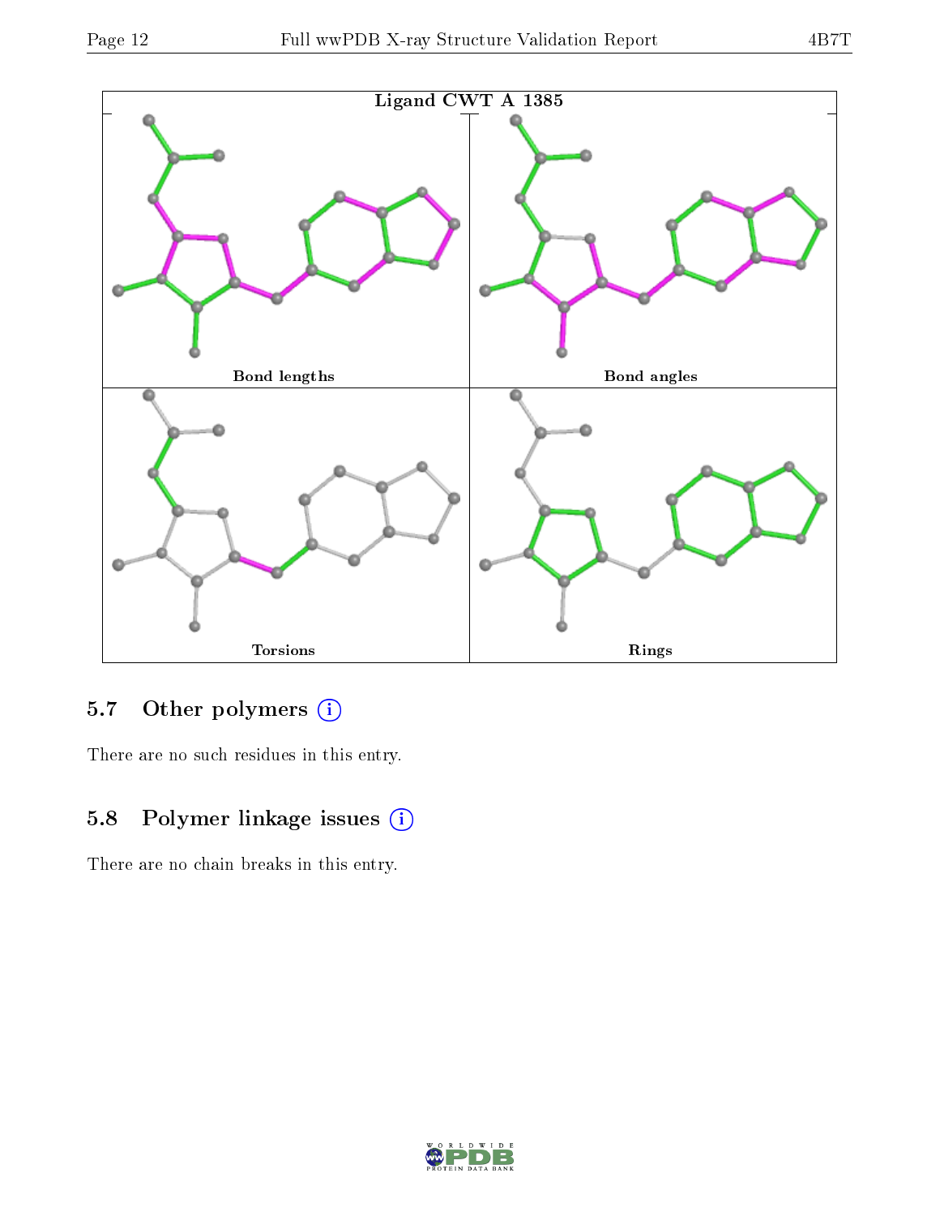Ligand CWT A 1385

Bond lengths

Bond angles

Torsions

Rings

### 5.7 Other polymers

There are no such residues in this entry.

### 5.8 Polymer linkage issues

There are no chain breaks in this entry.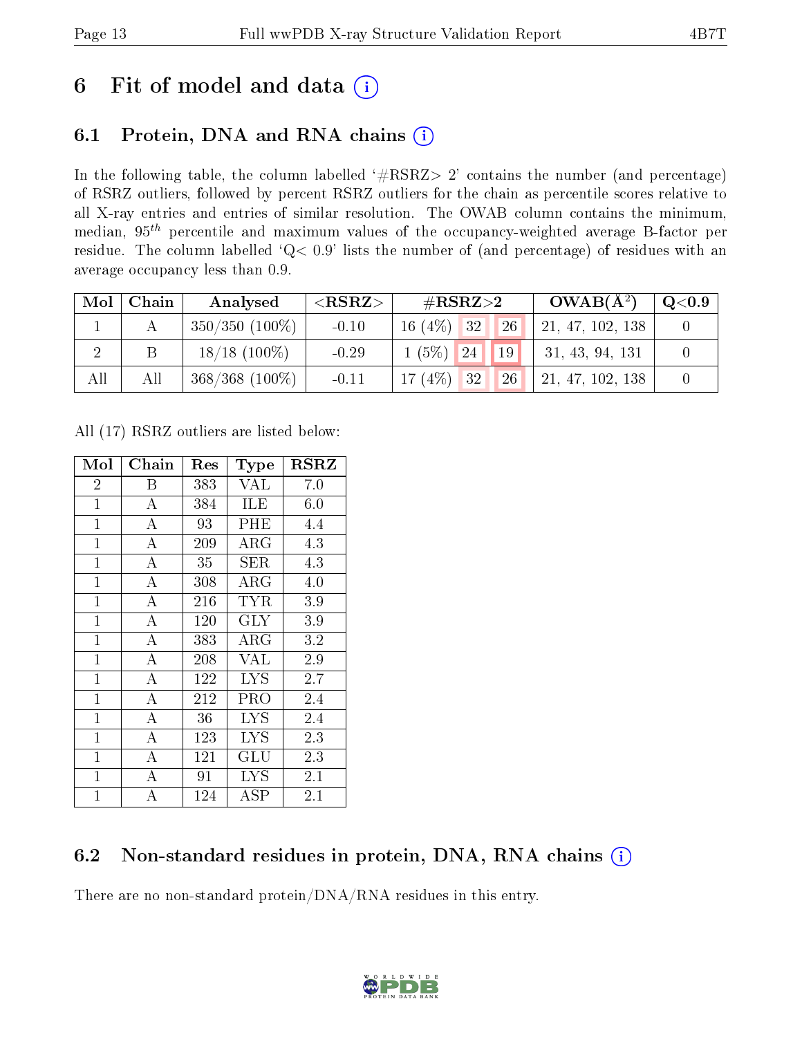# 6 Fit of model and data (i)

## 6.1 Protein, DNA and RNA chains (i)

In the following table, the column labelled '#RSRZ> 2' contains the number (and percentage) of RSRZ outliers, followed by percent RSRZ outliers for the chain as percentile scores relative to all X-ray entries and entries of similar resolution. The OWAB column contains the minimum, median, $95^{th}$ percentile and maximum values of the occupancy-weighted average B-factor per residue. The column labelled 'Q< 0.9' lists the number of (and percentage) of residues with an average occupancy less than 0.9.

| Mol | Chain | Analysed | <RSRZ> | #RSRZ>2 | | | OWAB(Å$^2$) | Q<0.9 |
|---|---|---|---|---|---|---|---|---|
| 1 | A | 350/350 (100%) | -0.10 | 16 (4%) | 32 | 26 | 21, 47, 102, 138 | 0 |
| 2 | B | 18/18 (100%) | -0.29 | 1 (5%) | 24 | 19 | 31, 43, 94, 131 | 0 |
| All | All | 368/368 (100%) | -0.11 | 17 (4%) | 32 | 26 | 21, 47, 102, 138 | 0 |

All (17) RSRZ outliers are listed below:

| Mol | Chain | Res | Type | RSRZ |
|---|---|---|---|---|
| 2 | B | 383 | VAL | 7.0 |
| 1 | A | 384 | ILE | 6.0 |
| 1 | A | 93 | PHE | 4.4 |
| 1 | A | 209 | ARG | 4.3 |
| 1 | A | 35 | SER | 4.3 |
| 1 | A | 308 | ARG | 4.0 |
| 1 | A | 216 | TYR | 3.9 |
| 1 | A | 120 | GLY | 3.9 |
| 1 | A | 383 | ARG | 3.2 |
| 1 | A | 208 | VAL | 2.9 |
| 1 | A | 122 | LYS | 2.7 |
| 1 | A | 212 | PRO | 2.4 |
| 1 | A | 36 | LYS | 2.4 |
| 1 | A | 123 | LYS | 2.3 |
| 1 | A | 121 | GLU | 2.3 |
| 1 | A | 91 | LYS | 2.1 |
| 1 | A | 124 | ASP | 2.1 |

## 6.2 Non-standard residues in protein, DNA, RNA chains (i)

There are no non-standard protein/DNA/RNA residues in this entry.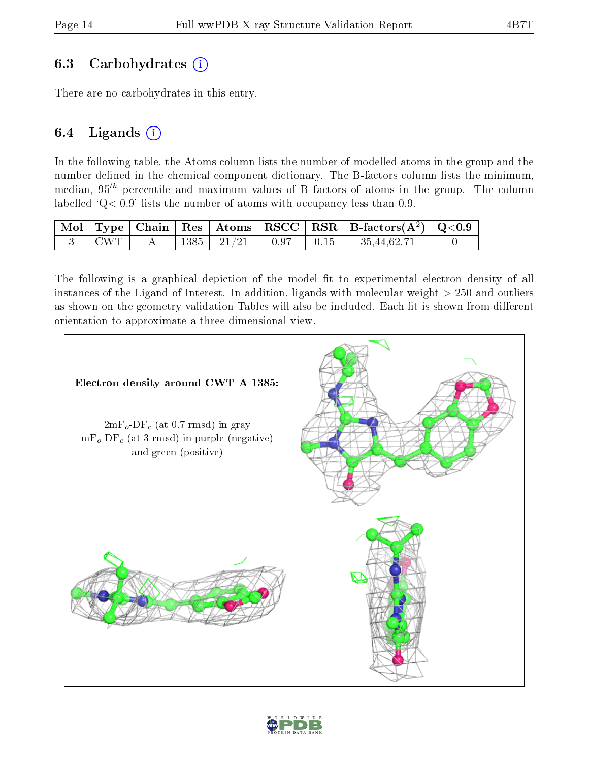### 6.3 Carbohydrates (i)

There are no carbohydrates in this entry.

### 6.4 Ligands (i)

In the following table, the Atoms column lists the number of modelled atoms in the group and the number defined in the chemical component dictionary. The B-factors column lists the minimum, median, $95^{th}$ percentile and maximum values of B factors of atoms in the group. The column labelled 'Q< 0.9' lists the number of atoms with occupancy less than 0.9.

| Mol | Type | Chain | Res | Atoms | RSCC | RSR | B-factors($Å^2$) | Q<0.9 |
|---|---|---|---|---|---|---|---|---|
| 3 | CWT | A | 1385 | 21/21 | 0.97 | 0.15 | 35,44,62,71 | 0 |

The following is a graphical depiction of the model fit to experimental electron density of all instances of the Ligand of Interest. In addition, ligands with molecular weight > 250 and outliers as shown on the geometry validation Tables will also be included. Each fit is shown from different orientation to approximate a three-dimensional view.

**Electron density around CWT A 1385:**

$2mF_o$-$DF_c$ (at 0.7 rmsd) in gray
$mF_o$-$DF_c$ (at 3 rmsd) in purple (negative) and green (positive)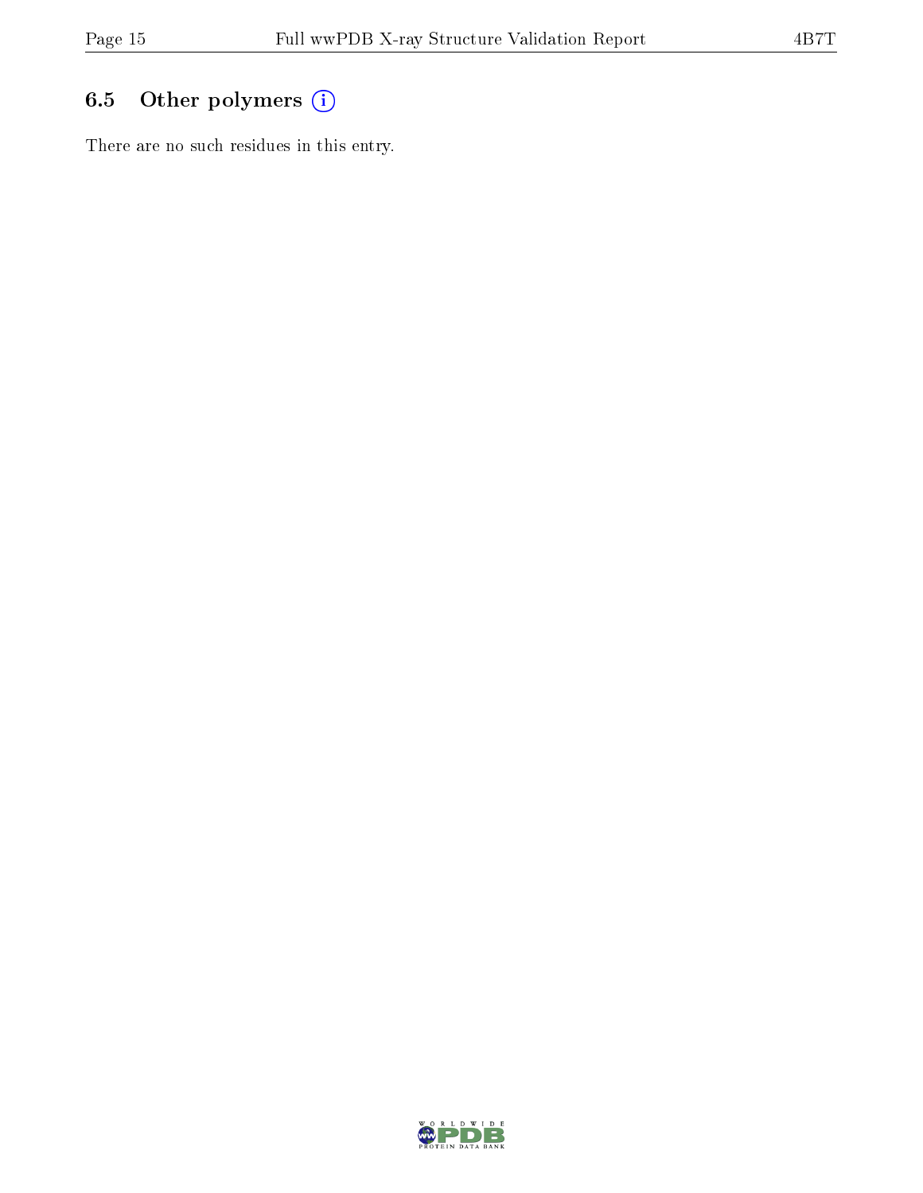### 6.5 Other polymers

There are no such residues in this entry.